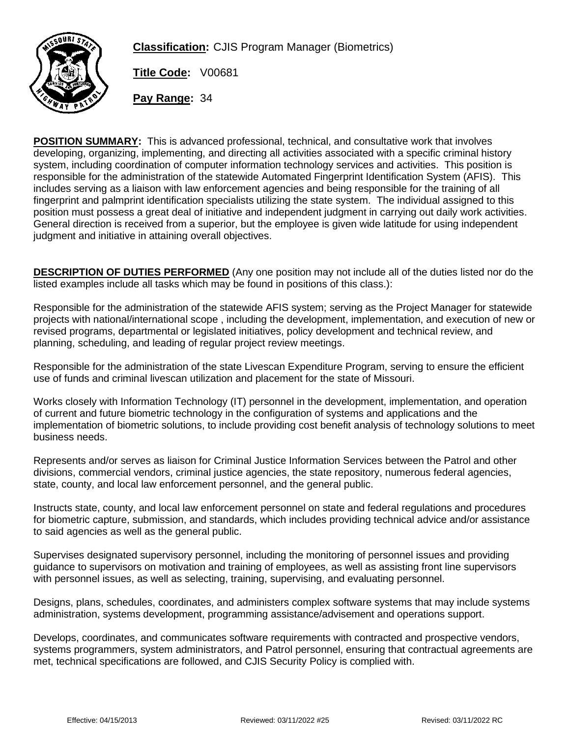**Classification:** CJIS Program Manager (Biometrics)

**Title Code:** V00681

**Pay Range:** 34

**POSITION SUMMARY:** This is advanced professional, technical, and consultative work that involves developing, organizing, implementing, and directing all activities associated with a specific criminal history system, including coordination of computer information technology services and activities. This position is responsible for the administration of the statewide Automated Fingerprint Identification System (AFIS). This includes serving as a liaison with law enforcement agencies and being responsible for the training of all fingerprint and palmprint identification specialists utilizing the state system. The individual assigned to this position must possess a great deal of initiative and independent judgment in carrying out daily work activities. General direction is received from a superior, but the employee is given wide latitude for using independent judgment and initiative in attaining overall objectives.

**DESCRIPTION OF DUTIES PERFORMED** (Any one position may not include all of the duties listed nor do the listed examples include all tasks which may be found in positions of this class.):

Responsible for the administration of the statewide AFIS system; serving as the Project Manager for statewide projects with national/international scope , including the development, implementation, and execution of new or revised programs, departmental or legislated initiatives, policy development and technical review, and planning, scheduling, and leading of regular project review meetings.

Responsible for the administration of the state Livescan Expenditure Program, serving to ensure the efficient use of funds and criminal livescan utilization and placement for the state of Missouri.

Works closely with Information Technology (IT) personnel in the development, implementation, and operation of current and future biometric technology in the configuration of systems and applications and the implementation of biometric solutions, to include providing cost benefit analysis of technology solutions to meet business needs.

Represents and/or serves as liaison for Criminal Justice Information Services between the Patrol and other divisions, commercial vendors, criminal justice agencies, the state repository, numerous federal agencies, state, county, and local law enforcement personnel, and the general public.

Instructs state, county, and local law enforcement personnel on state and federal regulations and procedures for biometric capture, submission, and standards, which includes providing technical advice and/or assistance to said agencies as well as the general public.

Supervises designated supervisory personnel, including the monitoring of personnel issues and providing guidance to supervisors on motivation and training of employees, as well as assisting front line supervisors with personnel issues, as well as selecting, training, supervising, and evaluating personnel.

Designs, plans, schedules, coordinates, and administers complex software systems that may include systems administration, systems development, programming assistance/advisement and operations support.

Develops, coordinates, and communicates software requirements with contracted and prospective vendors, systems programmers, system administrators, and Patrol personnel, ensuring that contractual agreements are met, technical specifications are followed, and CJIS Security Policy is complied with.

Effective: 04/15/2013 Reviewed: 03/11/2022 #25 Revised: 03/11/2022 RC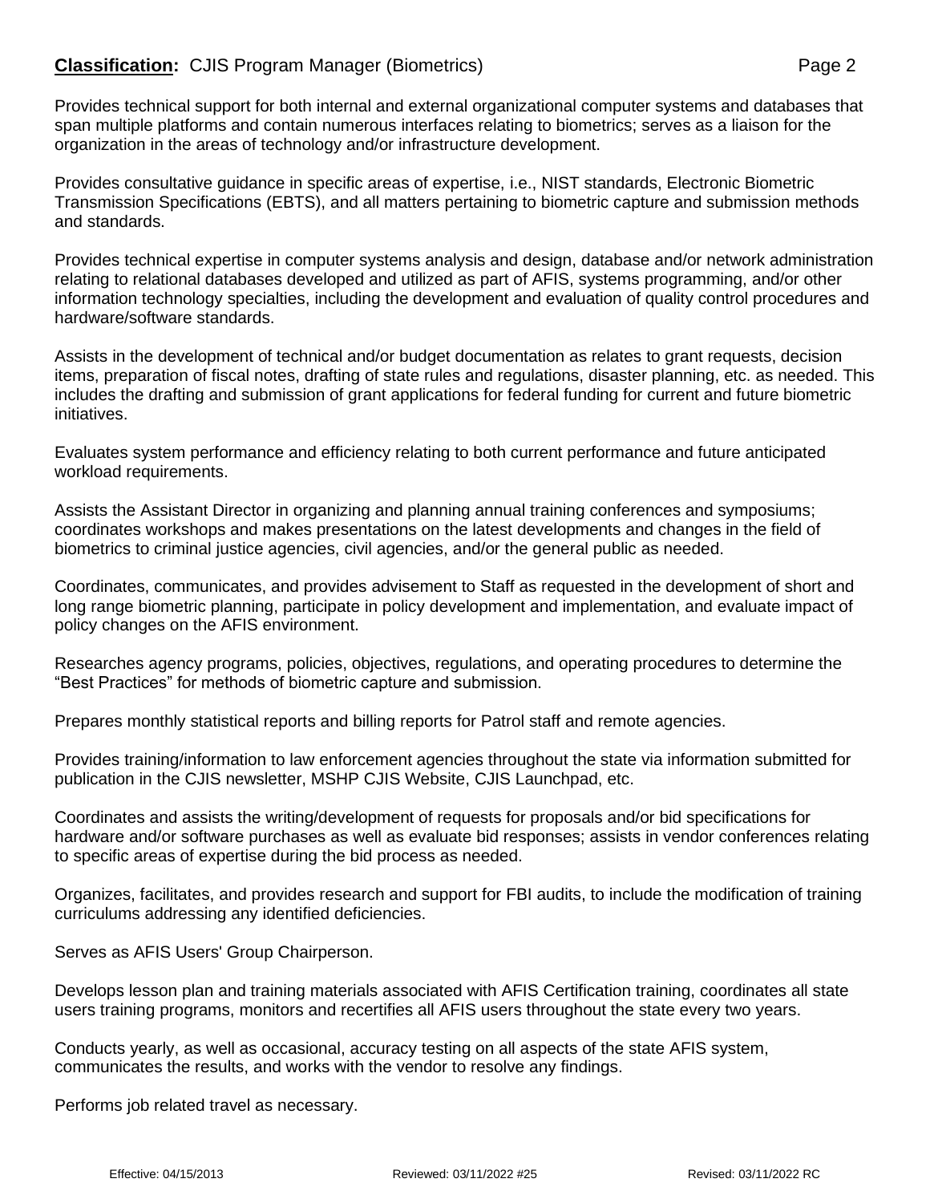Provides technical support for both internal and external organizational computer systems and databases that span multiple platforms and contain numerous interfaces relating to biometrics; serves as a liaison for the organization in the areas of technology and/or infrastructure development.

Provides consultative guidance in specific areas of expertise, i.e., NIST standards, Electronic Biometric Transmission Specifications (EBTS), and all matters pertaining to biometric capture and submission methods and standards.

Provides technical expertise in computer systems analysis and design, database and/or network administration relating to relational databases developed and utilized as part of AFIS, systems programming, and/or other information technology specialties, including the development and evaluation of quality control procedures and hardware/software standards.

Assists in the development of technical and/or budget documentation as relates to grant requests, decision items, preparation of fiscal notes, drafting of state rules and regulations, disaster planning, etc. as needed. This includes the drafting and submission of grant applications for federal funding for current and future biometric initiatives.

Evaluates system performance and efficiency relating to both current performance and future anticipated workload requirements.

Assists the Assistant Director in organizing and planning annual training conferences and symposiums; coordinates workshops and makes presentations on the latest developments and changes in the field of biometrics to criminal justice agencies, civil agencies, and/or the general public as needed.

Coordinates, communicates, and provides advisement to Staff as requested in the development of short and long range biometric planning, participate in policy development and implementation, and evaluate impact of policy changes on the AFIS environment.

Researches agency programs, policies, objectives, regulations, and operating procedures to determine the "Best Practices" for methods of biometric capture and submission.

Prepares monthly statistical reports and billing reports for Patrol staff and remote agencies.

Provides training/information to law enforcement agencies throughout the state via information submitted for publication in the CJIS newsletter, MSHP CJIS Website, CJIS Launchpad, etc.

Coordinates and assists the writing/development of requests for proposals and/or bid specifications for hardware and/or software purchases as well as evaluate bid responses; assists in vendor conferences relating to specific areas of expertise during the bid process as needed.

Organizes, facilitates, and provides research and support for FBI audits, to include the modification of training curriculums addressing any identified deficiencies.

Serves as AFIS Users' Group Chairperson.

Develops lesson plan and training materials associated with AFIS Certification training, coordinates all state users training programs, monitors and recertifies all AFIS users throughout the state every two years.

Conducts yearly, as well as occasional, accuracy testing on all aspects of the state AFIS system, communicates the results, and works with the vendor to resolve any findings.

Performs job related travel as necessary.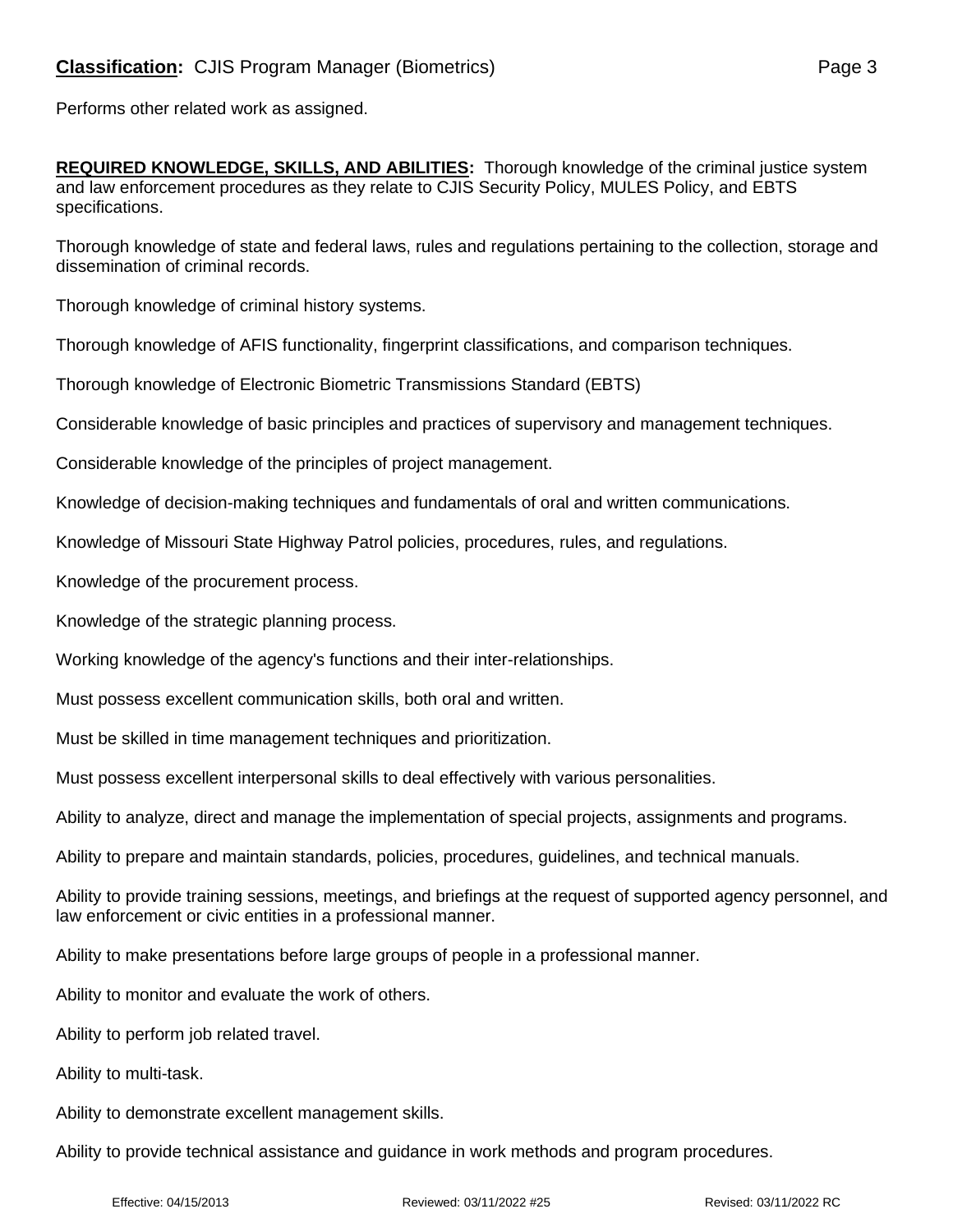Performs other related work as assigned.

**REQUIRED KNOWLEDGE, SKILLS, AND ABILITIES:** Thorough knowledge of the criminal justice system and law enforcement procedures as they relate to CJIS Security Policy, MULES Policy, and EBTS specifications.

Thorough knowledge of state and federal laws, rules and regulations pertaining to the collection, storage and dissemination of criminal records.

Thorough knowledge of criminal history systems.

Thorough knowledge of AFIS functionality, fingerprint classifications, and comparison techniques.

Thorough knowledge of Electronic Biometric Transmissions Standard (EBTS)

Considerable knowledge of basic principles and practices of supervisory and management techniques.

Considerable knowledge of the principles of project management.

Knowledge of decision-making techniques and fundamentals of oral and written communications.

Knowledge of Missouri State Highway Patrol policies, procedures, rules, and regulations.

Knowledge of the procurement process.

Knowledge of the strategic planning process.

Working knowledge of the agency's functions and their inter-relationships.

Must possess excellent communication skills, both oral and written.

Must be skilled in time management techniques and prioritization.

Must possess excellent interpersonal skills to deal effectively with various personalities.

Ability to analyze, direct and manage the implementation of special projects, assignments and programs.

Ability to prepare and maintain standards, policies, procedures, guidelines, and technical manuals.

Ability to provide training sessions, meetings, and briefings at the request of supported agency personnel, and law enforcement or civic entities in a professional manner.

Ability to make presentations before large groups of people in a professional manner.

Ability to monitor and evaluate the work of others.

Ability to perform job related travel.

Ability to multi-task.

Ability to demonstrate excellent management skills.

Ability to provide technical assistance and guidance in work methods and program procedures.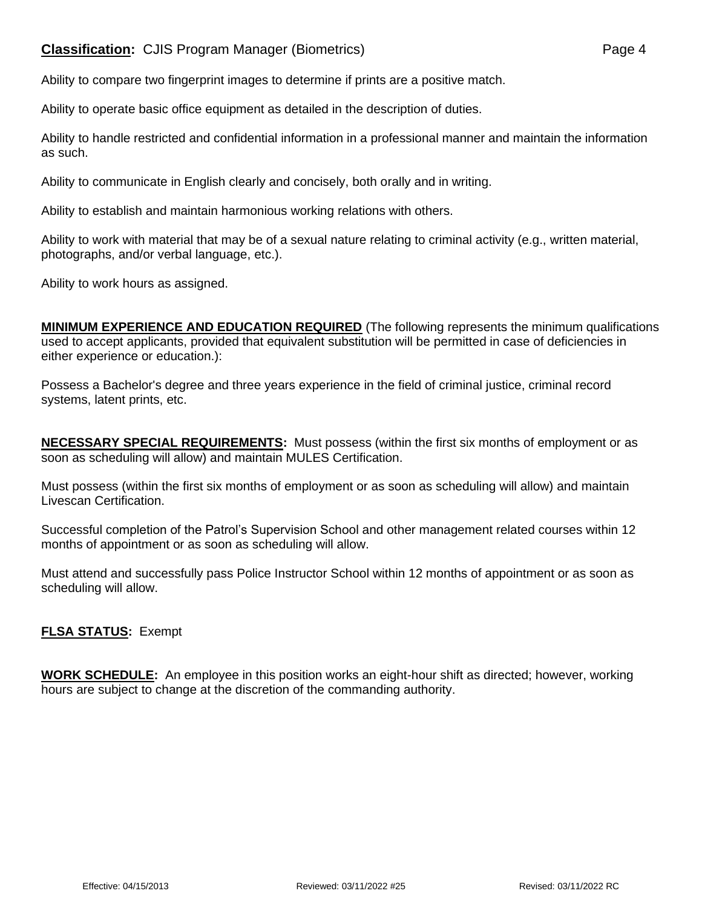Ability to compare two fingerprint images to determine if prints are a positive match.

Ability to operate basic office equipment as detailed in the description of duties.

Ability to handle restricted and confidential information in a professional manner and maintain the information as such.

Ability to communicate in English clearly and concisely, both orally and in writing.

Ability to establish and maintain harmonious working relations with others.

Ability to work with material that may be of a sexual nature relating to criminal activity (e.g., written material, photographs, and/or verbal language, etc.).

Ability to work hours as assigned.

**MINIMUM EXPERIENCE AND EDUCATION REQUIRED** (The following represents the minimum qualifications used to accept applicants, provided that equivalent substitution will be permitted in case of deficiencies in either experience or education.):

Possess a Bachelor's degree and three years experience in the field of criminal justice, criminal record systems, latent prints, etc.

**NECESSARY SPECIAL REQUIREMENTS:** Must possess (within the first six months of employment or as soon as scheduling will allow) and maintain MULES Certification.

Must possess (within the first six months of employment or as soon as scheduling will allow) and maintain Livescan Certification.

Successful completion of the Patrol's Supervision School and other management related courses within 12 months of appointment or as soon as scheduling will allow.

Must attend and successfully pass Police Instructor School within 12 months of appointment or as soon as scheduling will allow.

**FLSA STATUS:** Exempt

**WORK SCHEDULE:** An employee in this position works an eight-hour shift as directed; however, working hours are subject to change at the discretion of the commanding authority.